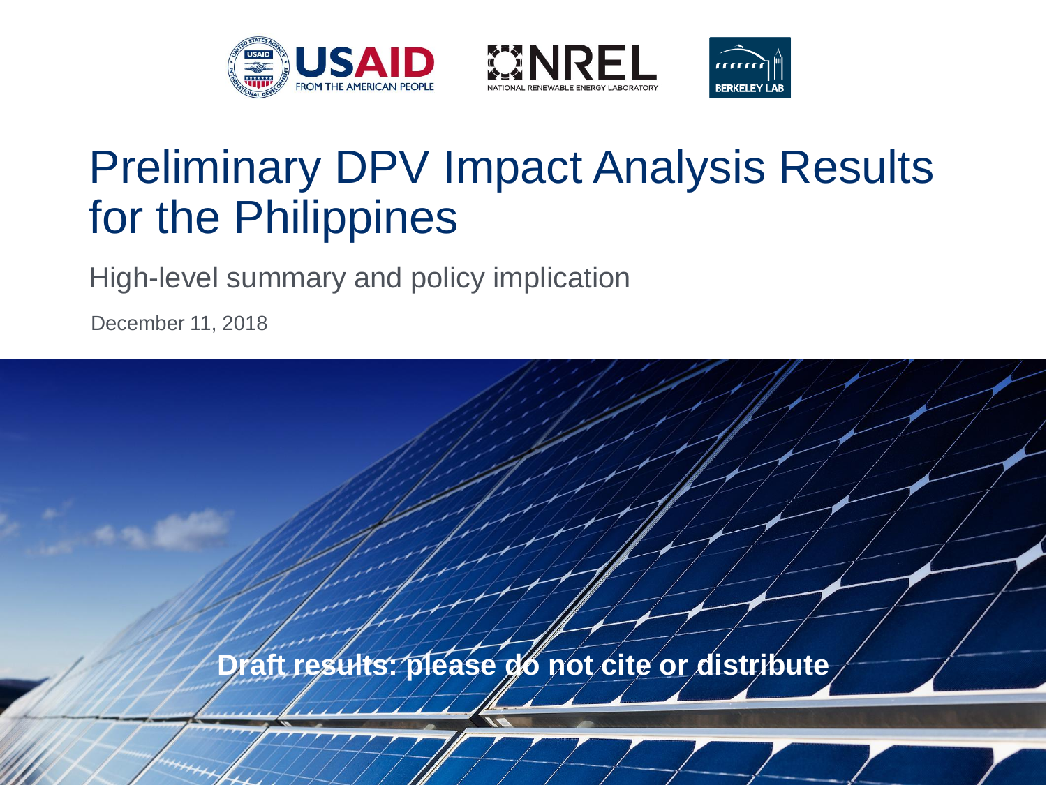# Preliminary DPV Impact Analysis Results for the Philippines

High-level summary and policy implication

December 11, 2018

**Draft results: please do not cite or distribute**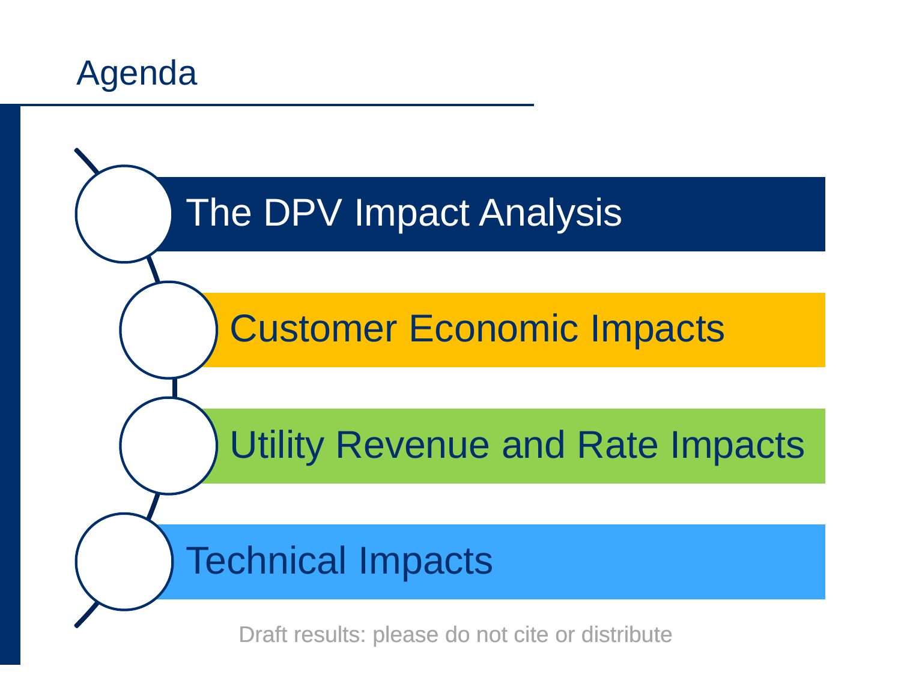# Agenda

- The DPV Impact Analysis
- Customer Economic Impacts
- Utility Revenue and Rate Impacts
- Technical Impacts

Draft results: please do not cite or distribute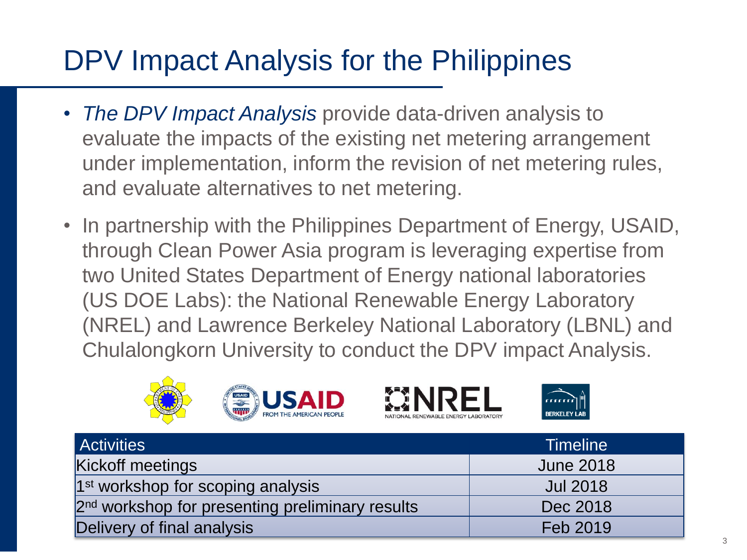# DPV Impact Analysis for the Philippines

- *The DPV Impact Analysis* provide data-driven analysis to evaluate the impacts of the existing net metering arrangement under implementation, inform the revision of net metering rules, and evaluate alternatives to net metering.
- In partnership with the Philippines Department of Energy, USAID, through Clean Power Asia program is leveraging expertise from two United States Department of Energy national laboratories (US DOE Labs): the National Renewable Energy Laboratory (NREL) and Lawrence Berkeley National Laboratory (LBNL) and Chulalongkorn University to conduct the DPV impact Analysis.

| Activities | Timeline |
| --- | --- |
| Kickoff meetings | June 2018 |
| 1st workshop for scoping analysis | Jul 2018 |
| 2nd workshop for presenting preliminary results | Dec 2018 |
| Delivery of final analysis | Feb 2019 |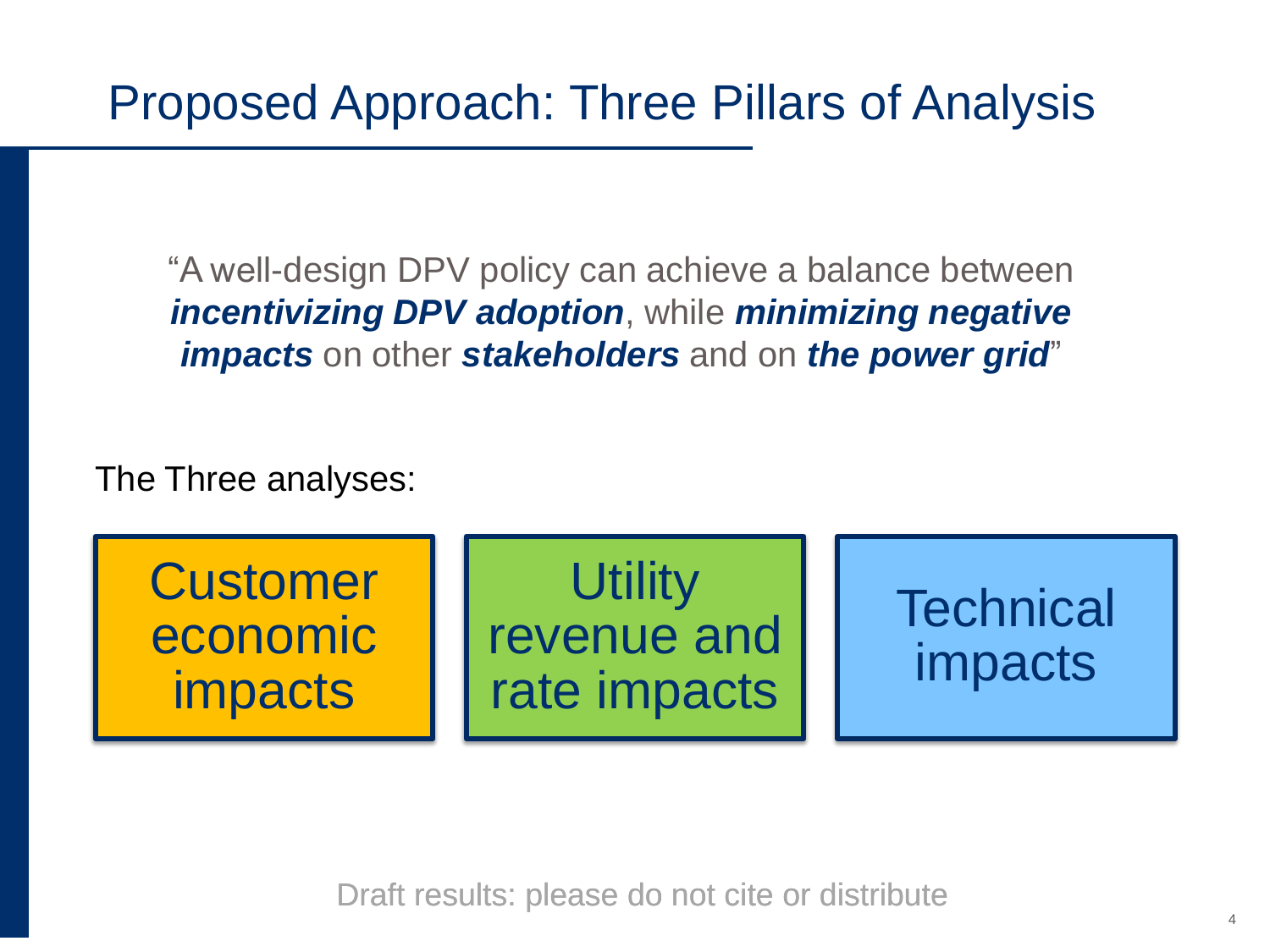# Proposed Approach: Three Pillars of Analysis

"A well-design DPV policy can achieve a balance between ***incentivizing DPV adoption***, while ***minimizing negative impacts*** on other ***stakeholders*** and on ***the power grid***"

The Three analyses:

- Customer economic impacts
- Utility revenue and rate impacts
- Technical impacts

Draft results: please do not cite or distribute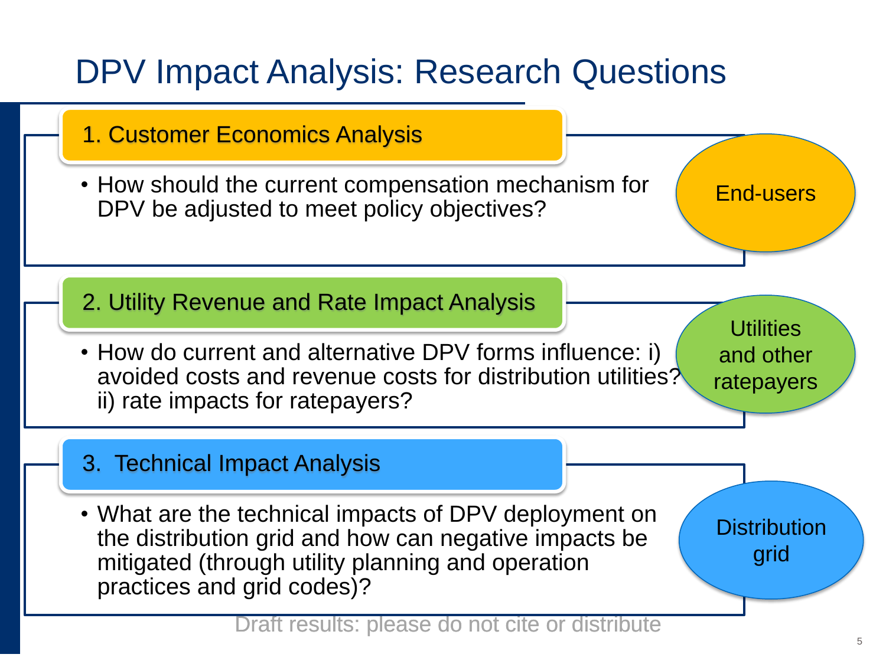# DPV Impact Analysis: Research Questions

## 1. Customer Economics Analysis

- How should the current compensation mechanism for DPV be adjusted to meet policy objectives?

End-users

## 2. Utility Revenue and Rate Impact Analysis

- How do current and alternative DPV forms influence: i) avoided costs and revenue costs for distribution utilities? ii) rate impacts for ratepayers?

Utilities and other ratepayers

## 3. Technical Impact Analysis

- What are the technical impacts of DPV deployment on the distribution grid and how can negative impacts be mitigated (through utility planning and operation practices and grid codes)?

Distribution grid

Draft results: please do not cite or distribute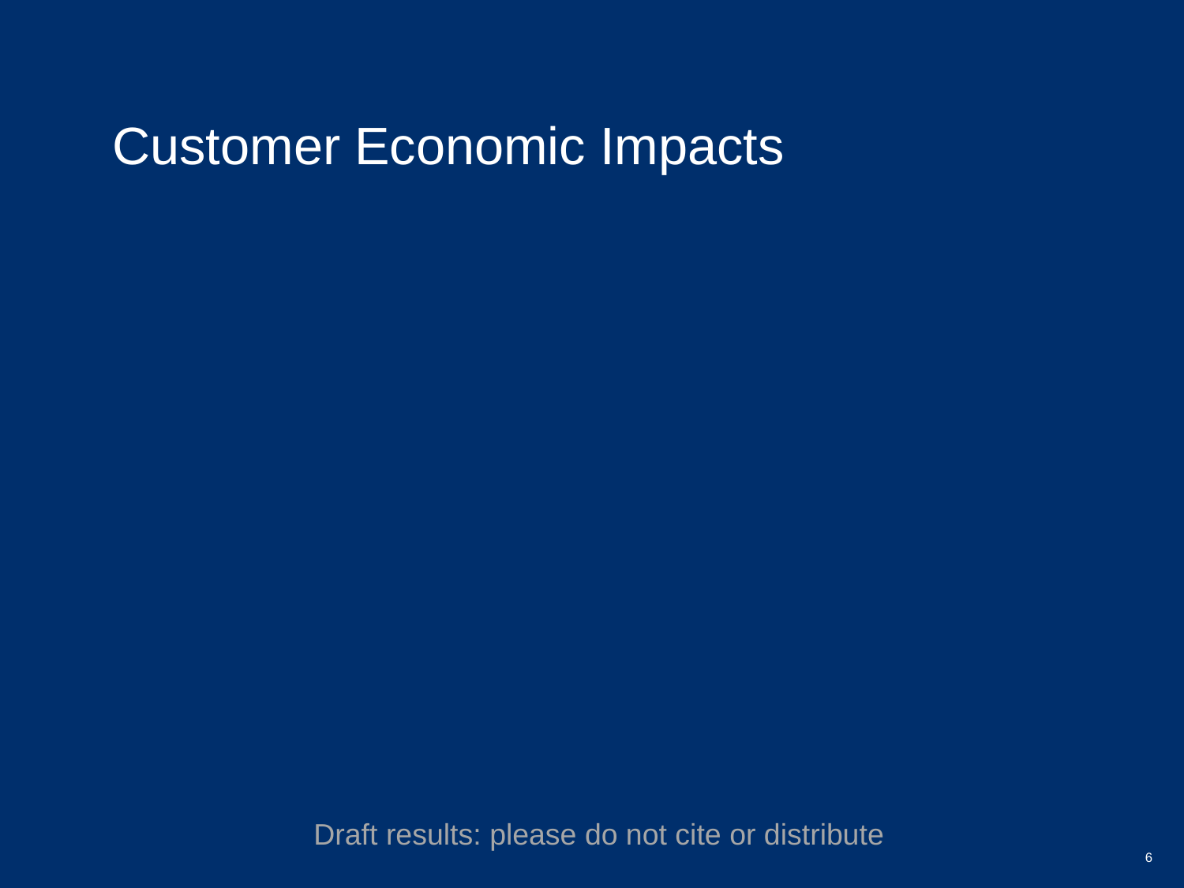# Customer Economic Impacts

Draft results: please do not cite or distribute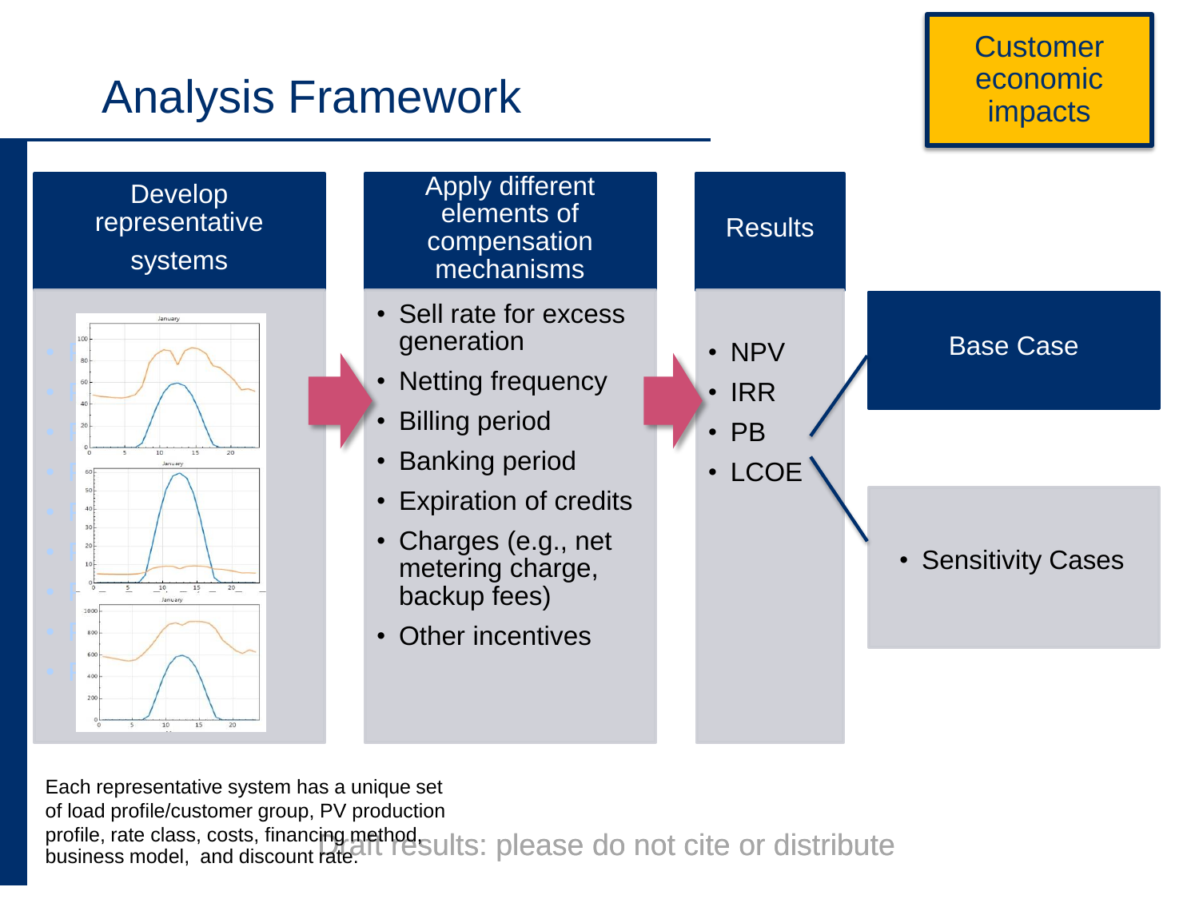# Analysis Framework

**Customer economic impacts**

## Develop representative systems

Each representative system has a unique set of load profile/customer group, PV production profile, rate class, costs, financing method, business model, and discount rate.

## Apply different elements of compensation mechanisms

- Sell rate for excess generation
- Netting frequency
- Billing period
- Banking period
- Expiration of credits
- Charges (e.g., net metering charge, backup fees)
- Other incentives

## Results

- NPV
- IRR
- PB
- LCOE

**Base Case**

- Sensitivity Cases

Draft results: please do not cite or distribute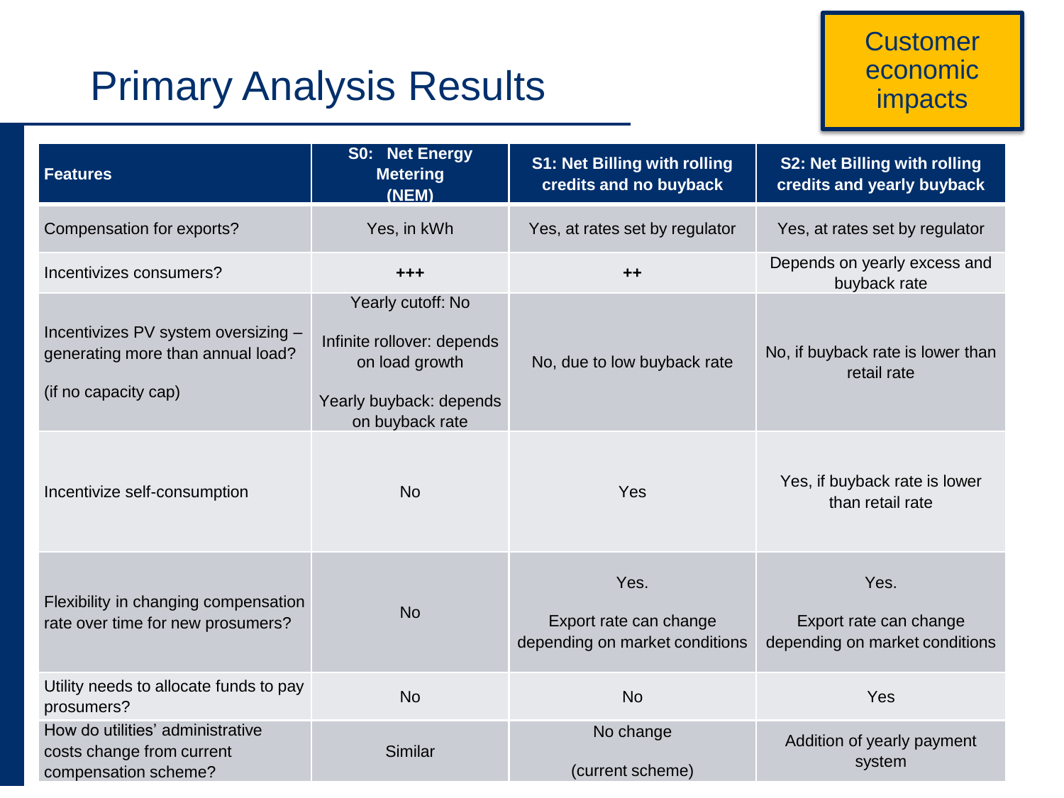# Primary Analysis Results

Customer economic impacts

| Features | S0: Net Energy Metering (NEM) | S1: Net Billing with rolling credits and no buyback | S2: Net Billing with rolling credits and yearly buyback |
|---|---|---|---|
| Compensation for exports? | Yes, in kWh | Yes, at rates set by regulator | Yes, at rates set by regulator |
| Incentivizes consumers? | +++ | ++ | Depends on yearly excess and buyback rate |
| Incentivizes PV system oversizing – generating more than annual load? (if no capacity cap) | Yearly cutoff: No<br>Infinite rollover: depends on load growth<br>Yearly buyback: depends on buyback rate | No, due to low buyback rate | No, if buyback rate is lower than retail rate |
| Incentivize self-consumption | No | Yes | Yes, if buyback rate is lower than retail rate |
| Flexibility in changing compensation rate over time for new prosumers? | No | Yes.<br>Export rate can change depending on market conditions | Yes.<br>Export rate can change depending on market conditions |
| Utility needs to allocate funds to pay prosumers? | No | No | Yes |
| How do utilities' administrative costs change from current compensation scheme? | Similar | No change<br>(current scheme) | Addition of yearly payment system |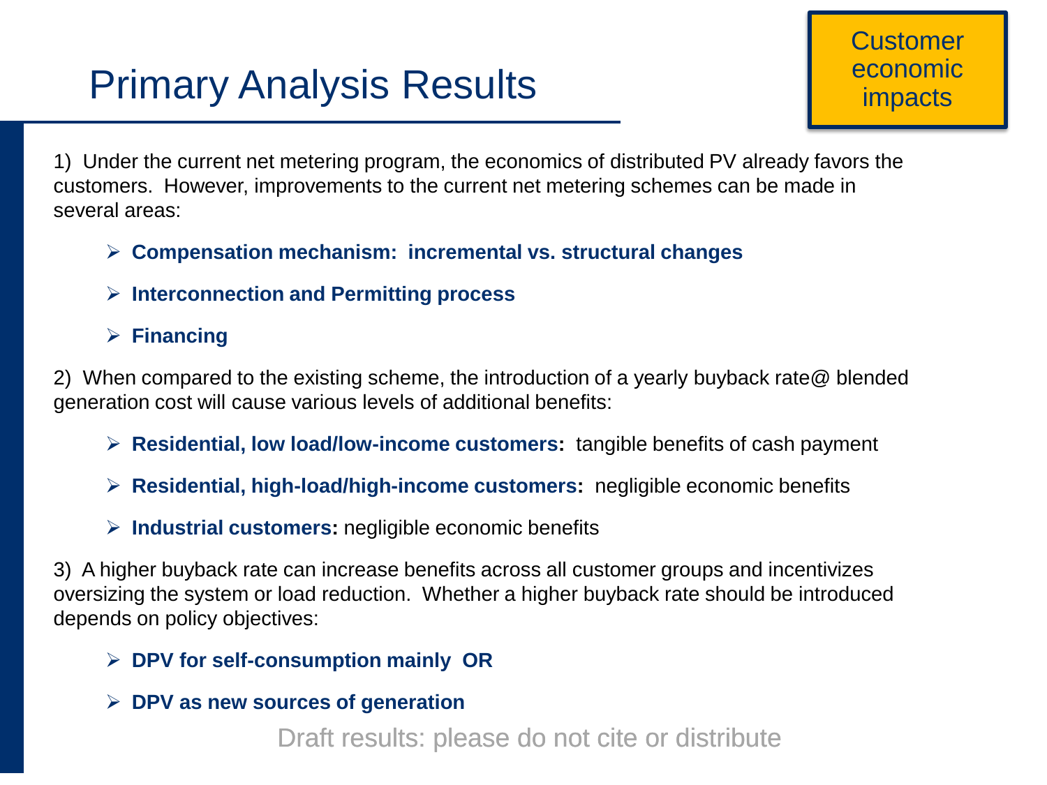# Primary Analysis Results

Customer economic impacts

1) Under the current net metering program, the economics of distributed PV already favors the customers. However, improvements to the current net metering schemes can be made in several areas:

- **Compensation mechanism: incremental vs. structural changes**
- **Interconnection and Permitting process**
- **Financing**

2) When compared to the existing scheme, the introduction of a yearly buyback rate@ blended generation cost will cause various levels of additional benefits:

- **Residential, low load/low-income customers:** tangible benefits of cash payment
- **Residential, high-load/high-income customers:** negligible economic benefits
- **Industrial customers:** negligible economic benefits

3) A higher buyback rate can increase benefits across all customer groups and incentivizes oversizing the system or load reduction. Whether a higher buyback rate should be introduced depends on policy objectives:

- **DPV for self-consumption mainly OR**
- **DPV as new sources of generation**

Draft results: please do not cite or distribute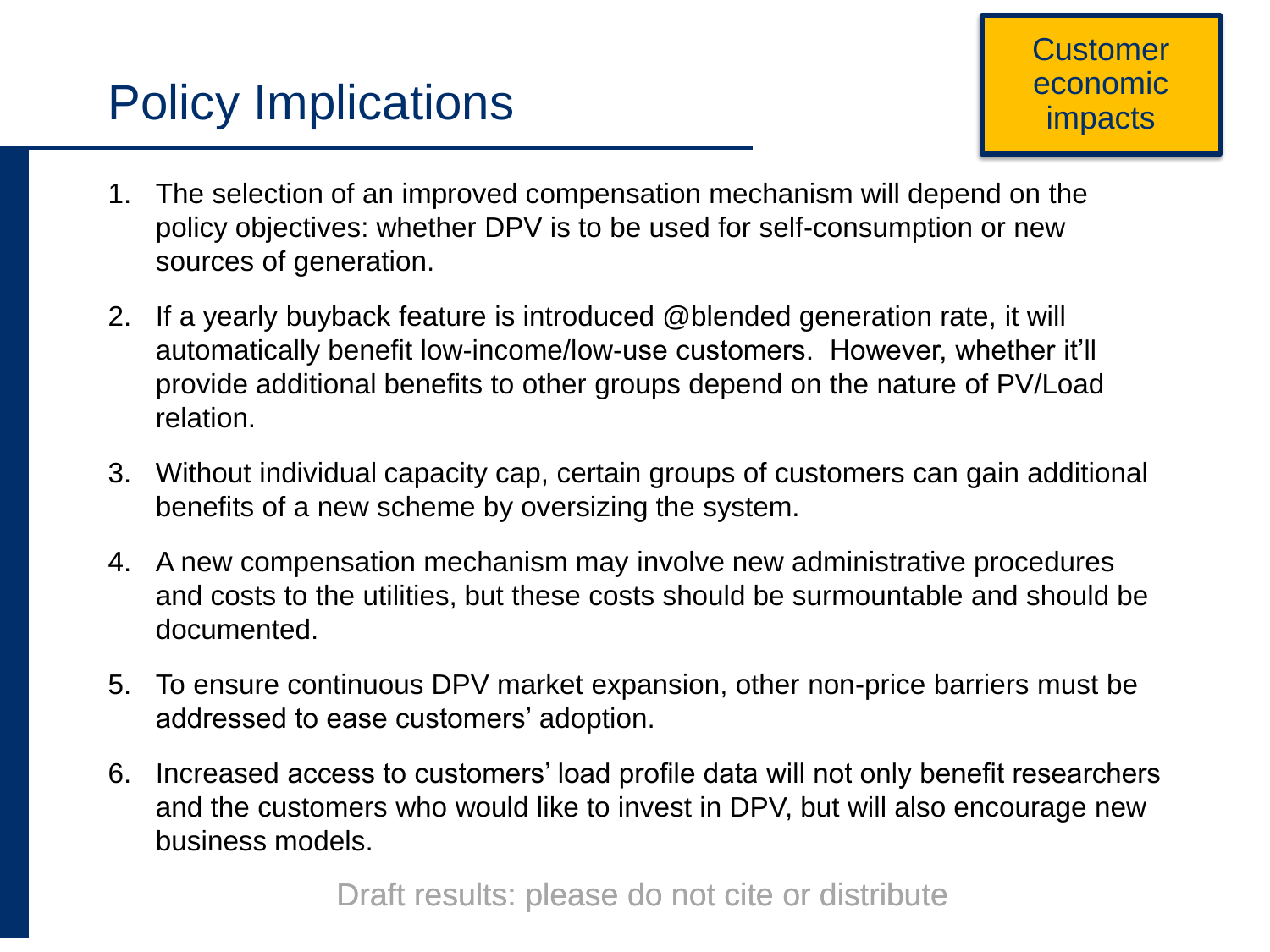# Policy Implications

Customer economic impacts

1. The selection of an improved compensation mechanism will depend on the policy objectives: whether DPV is to be used for self-consumption or new sources of generation.
2. If a yearly buyback feature is introduced @blended generation rate, it will automatically benefit low-income/low-use customers. However, whether it'll provide additional benefits to other groups depend on the nature of PV/Load relation.
3. Without individual capacity cap, certain groups of customers can gain additional benefits of a new scheme by oversizing the system.
4. A new compensation mechanism may involve new administrative procedures and costs to the utilities, but these costs should be surmountable and should be documented.
5. To ensure continuous DPV market expansion, other non-price barriers must be addressed to ease customers' adoption.
6. Increased access to customers' load profile data will not only benefit researchers and the customers who would like to invest in DPV, but will also encourage new business models.

Draft results: please do not cite or distribute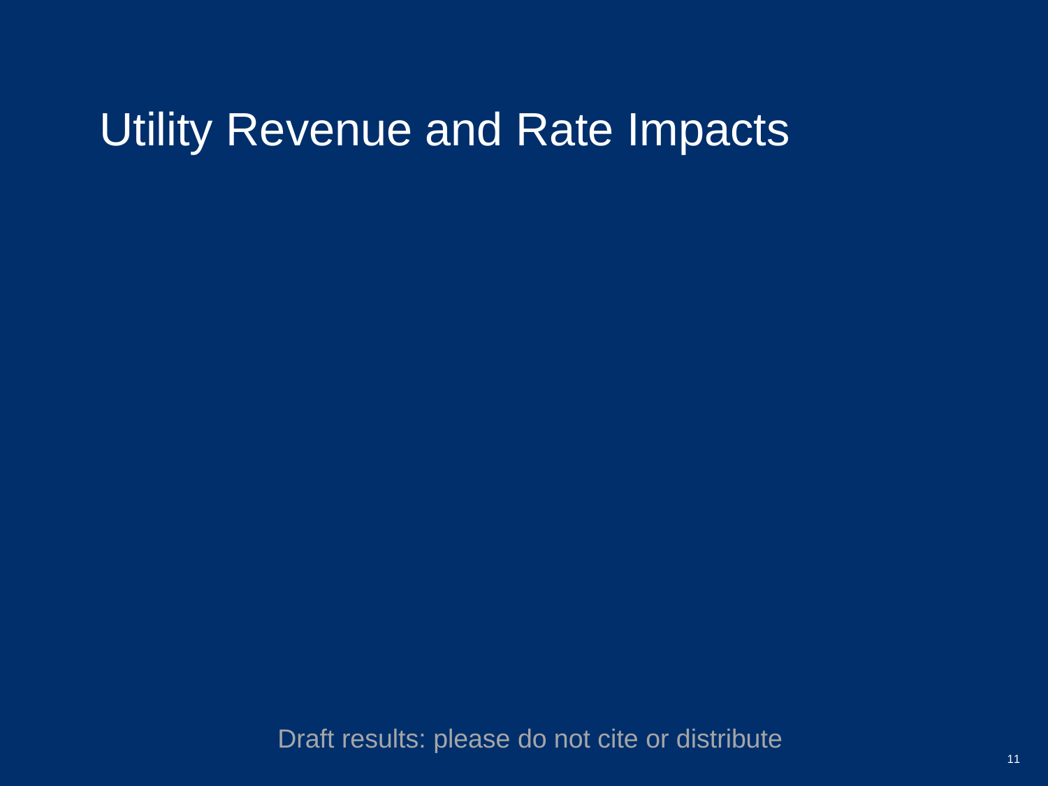# Utility Revenue and Rate Impacts

Draft results: please do not cite or distribute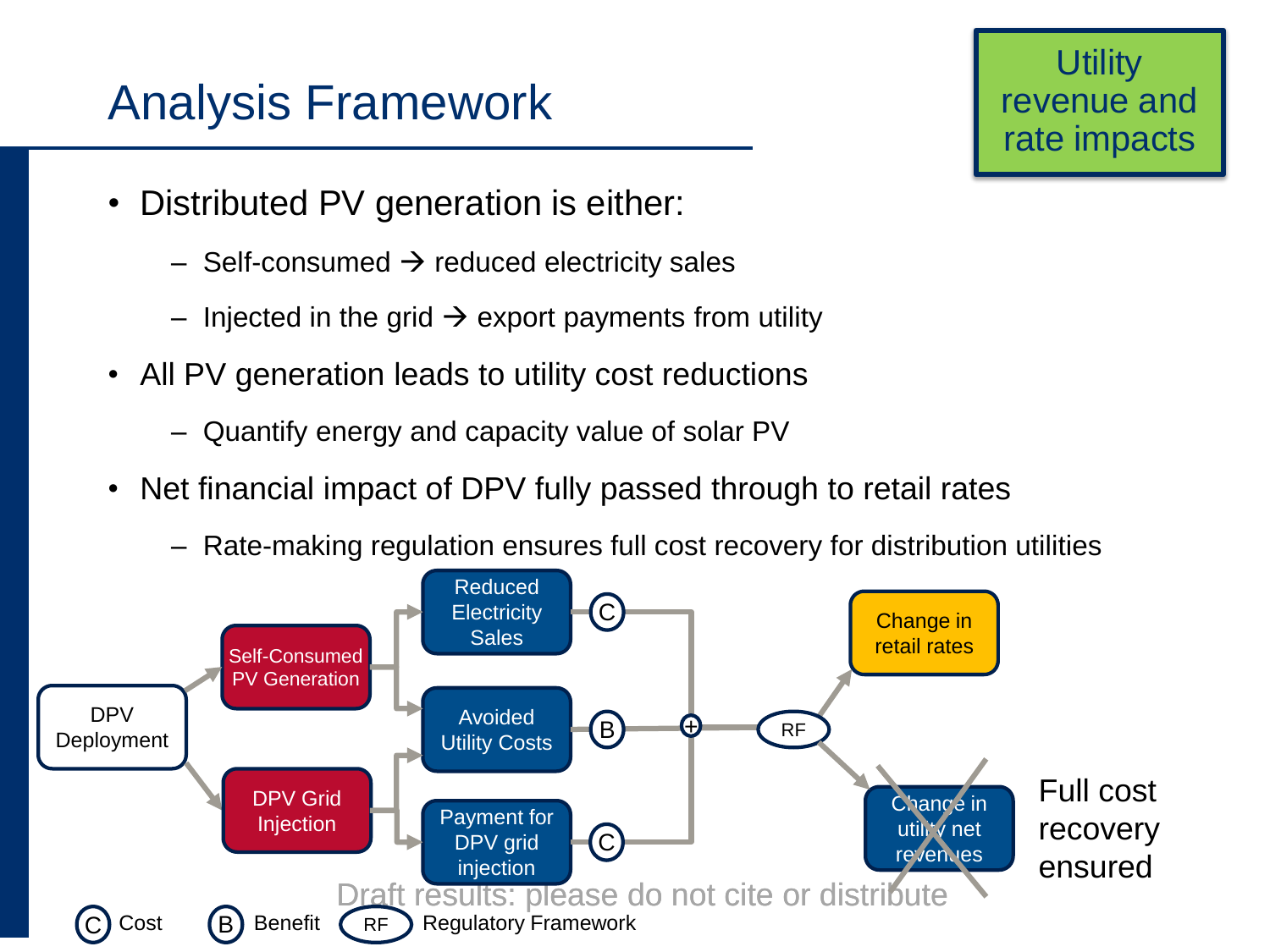# Analysis Framework

**Utility revenue and rate impacts**

- Distributed PV generation is either:
  - Self-consumed → reduced electricity sales
  - Injected in the grid → export payments from utility
- All PV generation leads to utility cost reductions
  - Quantify energy and capacity value of solar PV
- Net financial impact of DPV fully passed through to retail rates
  - Rate-making regulation ensures full cost recovery for distribution utilities

DPV Deployment → Self-Consumed PV Generation → Reduced Electricity Sales (C), Avoided Utility Costs (B)

DPV Deployment → DPV Grid Injection → Avoided Utility Costs (B), Payment for DPV grid injection (C)

(+) → RF → Change in retail rates

(+) → RF → ~~Change in utility net revenues~~ — Full cost recovery ensured

Draft results: please do not cite or distribute

(C) Cost (B) Benefit (RF) Regulatory Framework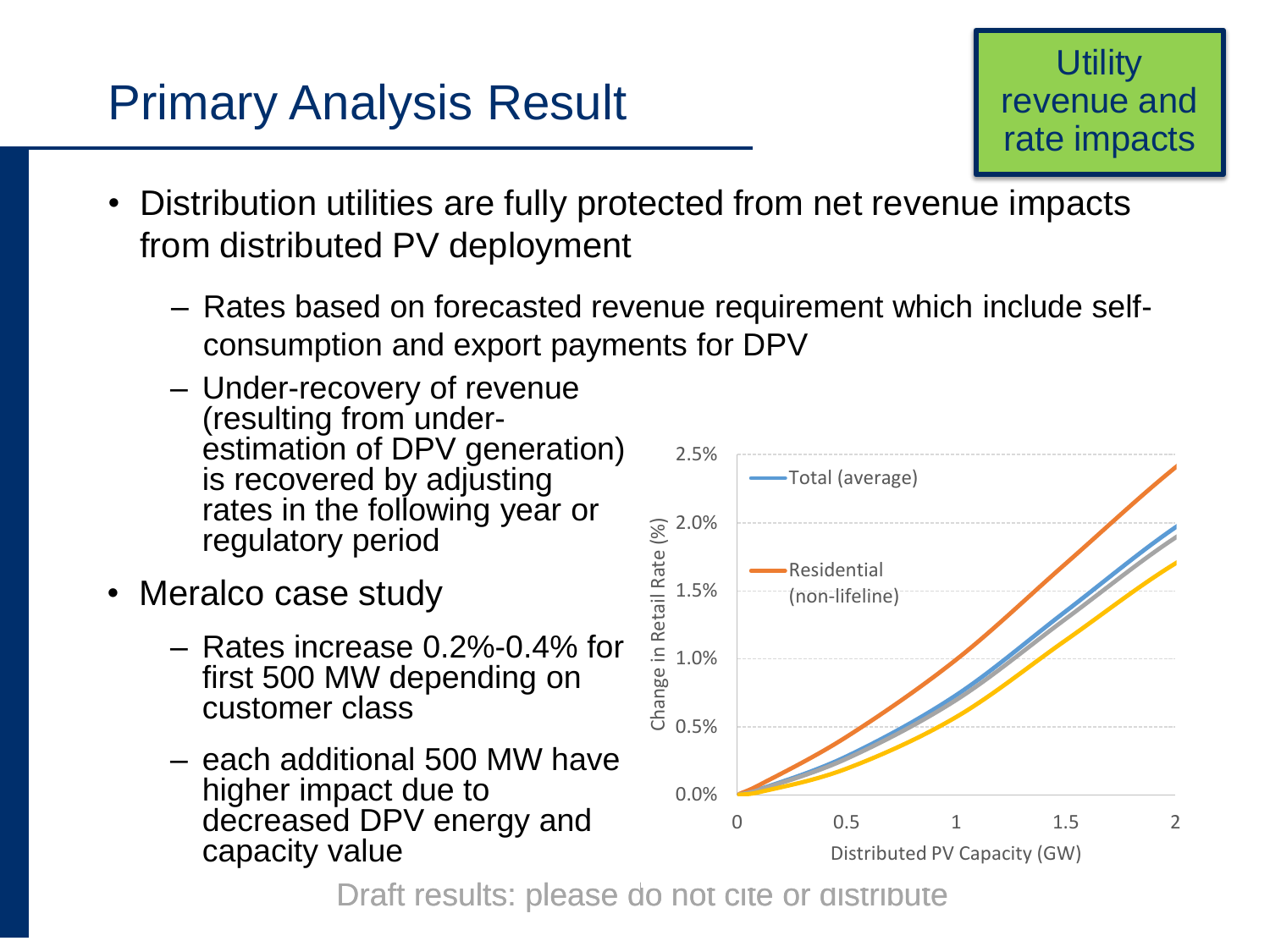# Primary Analysis Result

Utility revenue and rate impacts

- Distribution utilities are fully protected from net revenue impacts from distributed PV deployment
  - Rates based on forecasted revenue requirement which include self-consumption and export payments for DPV
  - Under-recovery of revenue (resulting from under-estimation of DPV generation) is recovered by adjusting rates in the following year or regulatory period
- Meralco case study
  - Rates increase 0.2%-0.4% for first 500 MW depending on customer class
  - each additional 500 MW have higher impact due to decreased DPV energy and capacity value

Draft results: please do not cite or distribute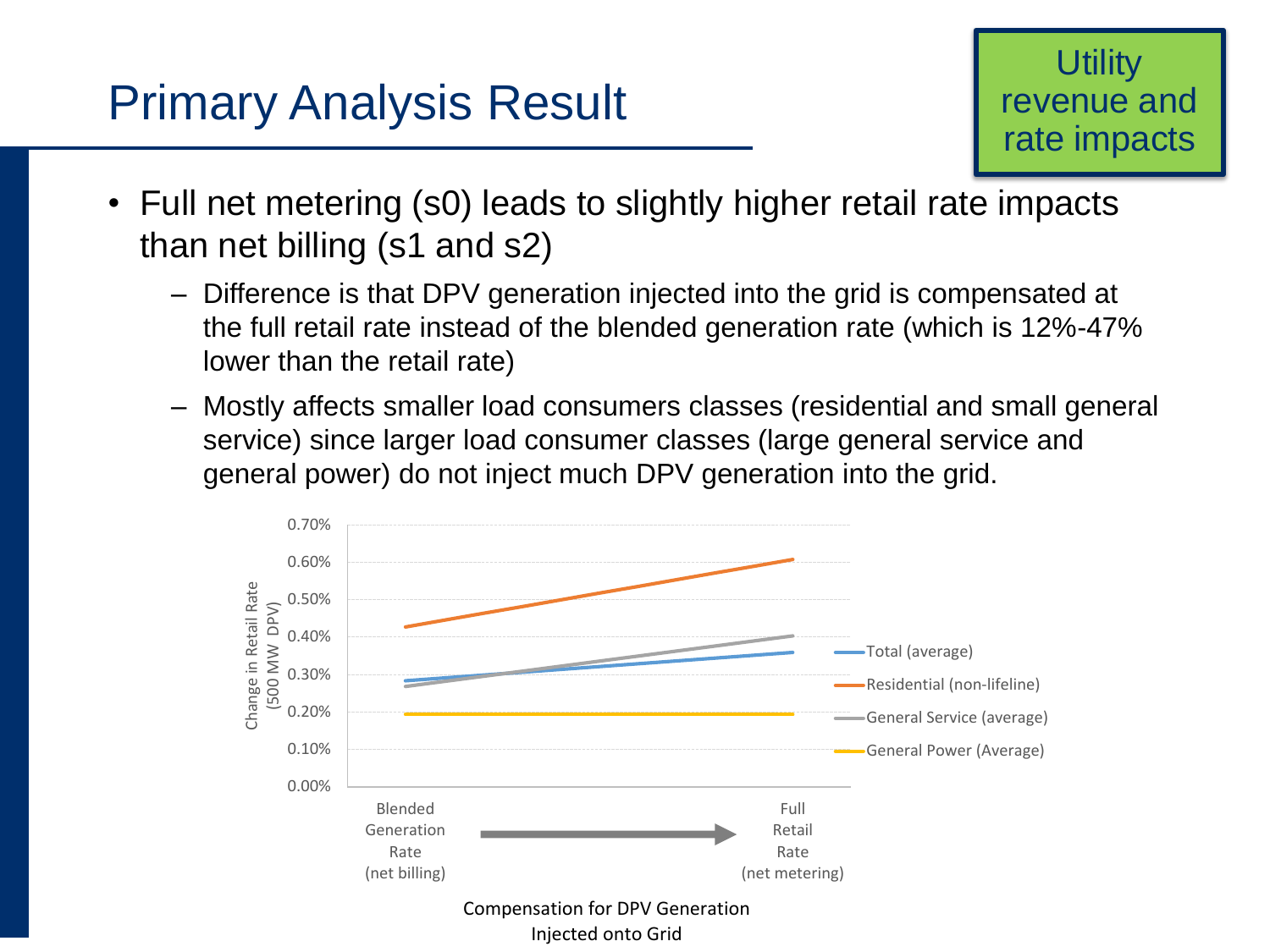# Primary Analysis Result

Utility revenue and rate impacts

- Full net metering (s0) leads to slightly higher retail rate impacts than net billing (s1 and s2)
  - Difference is that DPV generation injected into the grid is compensated at the full retail rate instead of the blended generation rate (which is 12%-47% lower than the retail rate)
  - Mostly affects smaller load consumers classes (residential and small general service) since larger load consumer classes (large general service and general power) do not inject much DPV generation into the grid.

Change in Retail Rate (500 MW DPV)

0.70%
0.60%
0.50%
0.40%
0.30%
0.20%
0.10%
0.00%

Total (average)
Residential (non-lifeline)
General Service (average)
General Power (Average)

Blended Generation Rate (net billing)

Full Retail Rate (net metering)

Compensation for DPV Generation Injected onto Grid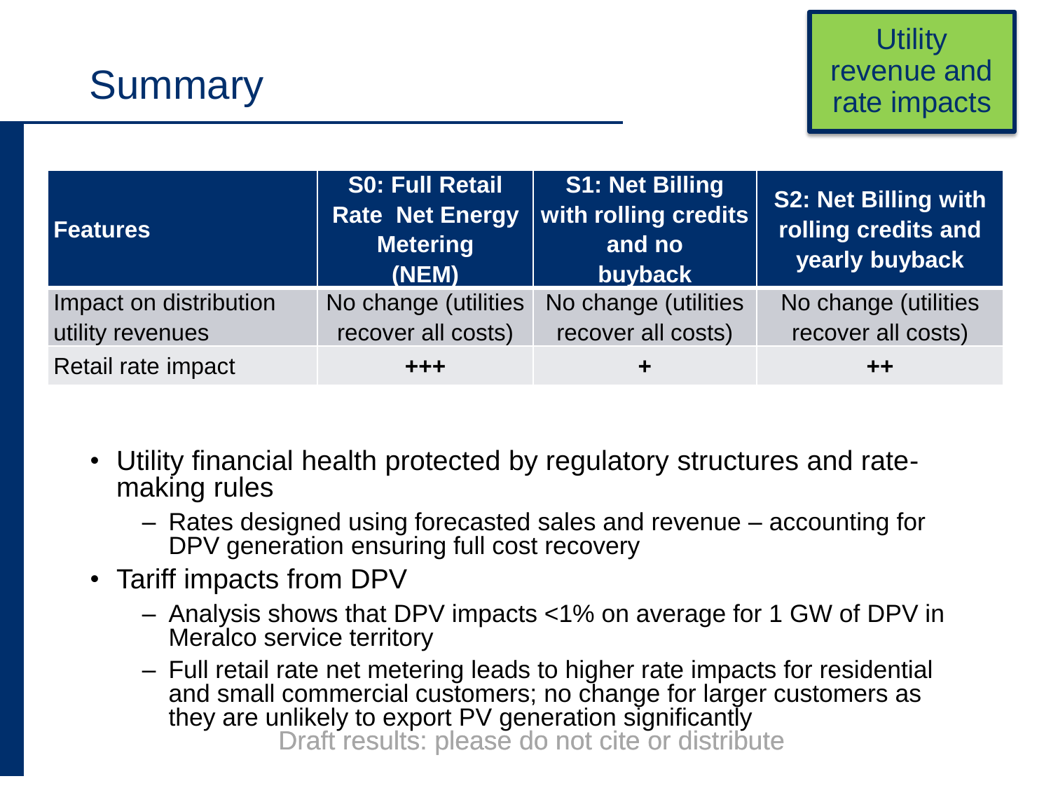# Summary

Utility revenue and rate impacts

| Features | S0: Full Retail Rate Net Energy Metering (NEM) | S1: Net Billing with rolling credits and no buyback | S2: Net Billing with rolling credits and yearly buyback |
|---|---|---|---|
| Impact on distribution utility revenues | No change (utilities recover all costs) | No change (utilities recover all costs) | No change (utilities recover all costs) |
| Retail rate impact | +++ | + | ++ |

- Utility financial health protected by regulatory structures and rate-making rules
  - Rates designed using forecasted sales and revenue – accounting for DPV generation ensuring full cost recovery
- Tariff impacts from DPV
  - Analysis shows that DPV impacts <1% on average for 1 GW of DPV in Meralco service territory
  - Full retail rate net metering leads to higher rate impacts for residential and small commercial customers; no change for larger customers as they are unlikely to export PV generation significantly

Draft results: please do not cite or distribute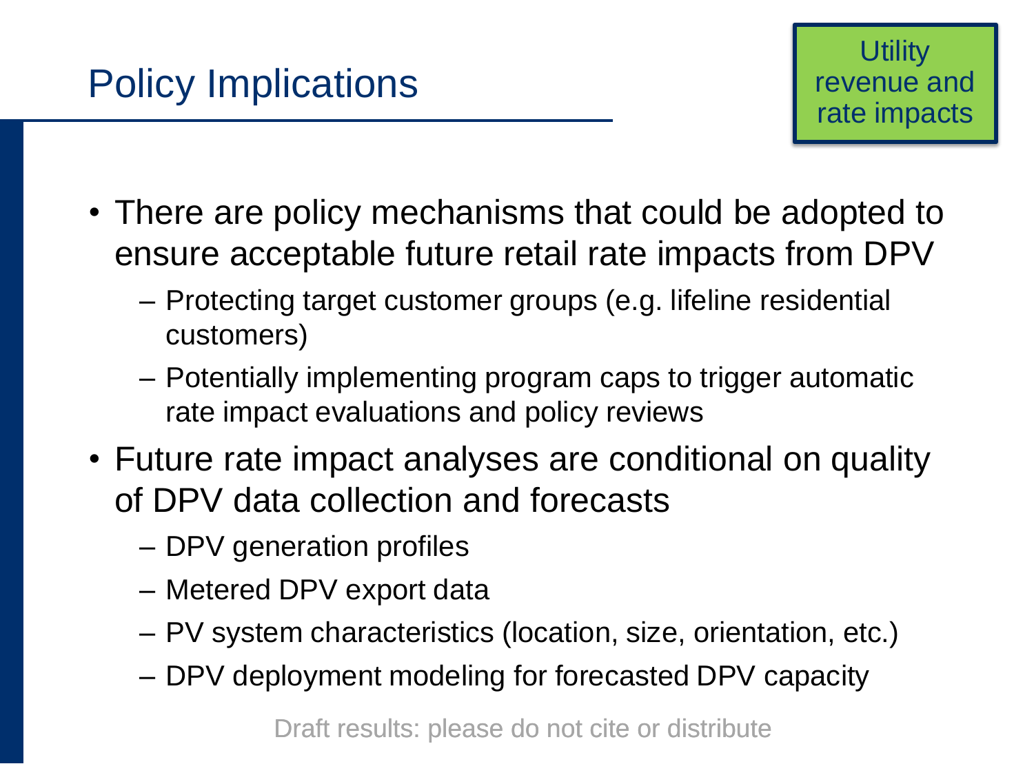# Policy Implications

Utility revenue and rate impacts

- There are policy mechanisms that could be adopted to ensure acceptable future retail rate impacts from DPV
  - Protecting target customer groups (e.g. lifeline residential customers)
  - Potentially implementing program caps to trigger automatic rate impact evaluations and policy reviews
- Future rate impact analyses are conditional on quality of DPV data collection and forecasts
  - DPV generation profiles
  - Metered DPV export data
  - PV system characteristics (location, size, orientation, etc.)
  - DPV deployment modeling for forecasted DPV capacity

Draft results: please do not cite or distribute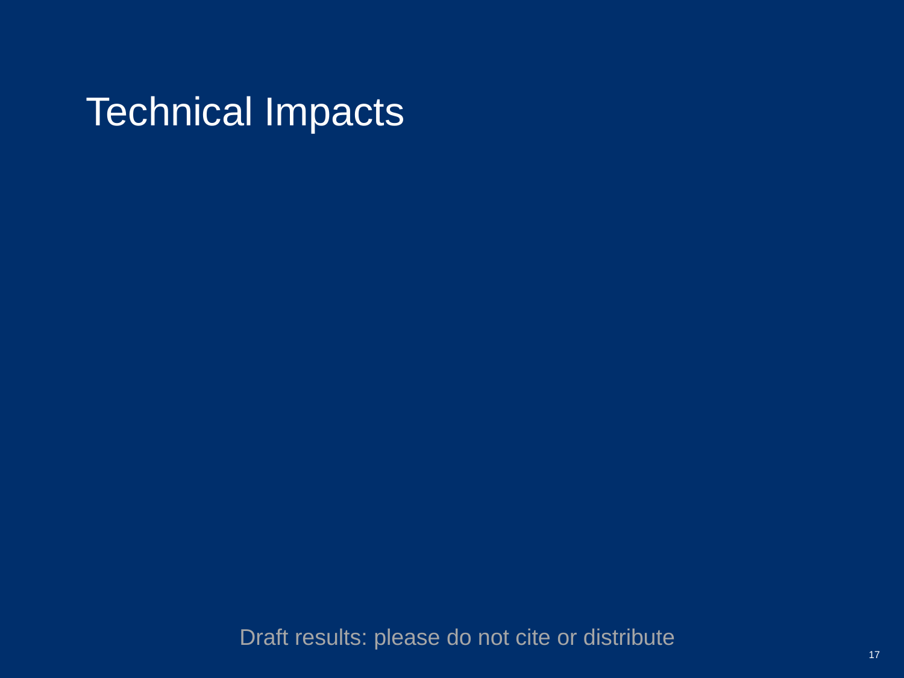# Technical Impacts

Draft results: please do not cite or distribute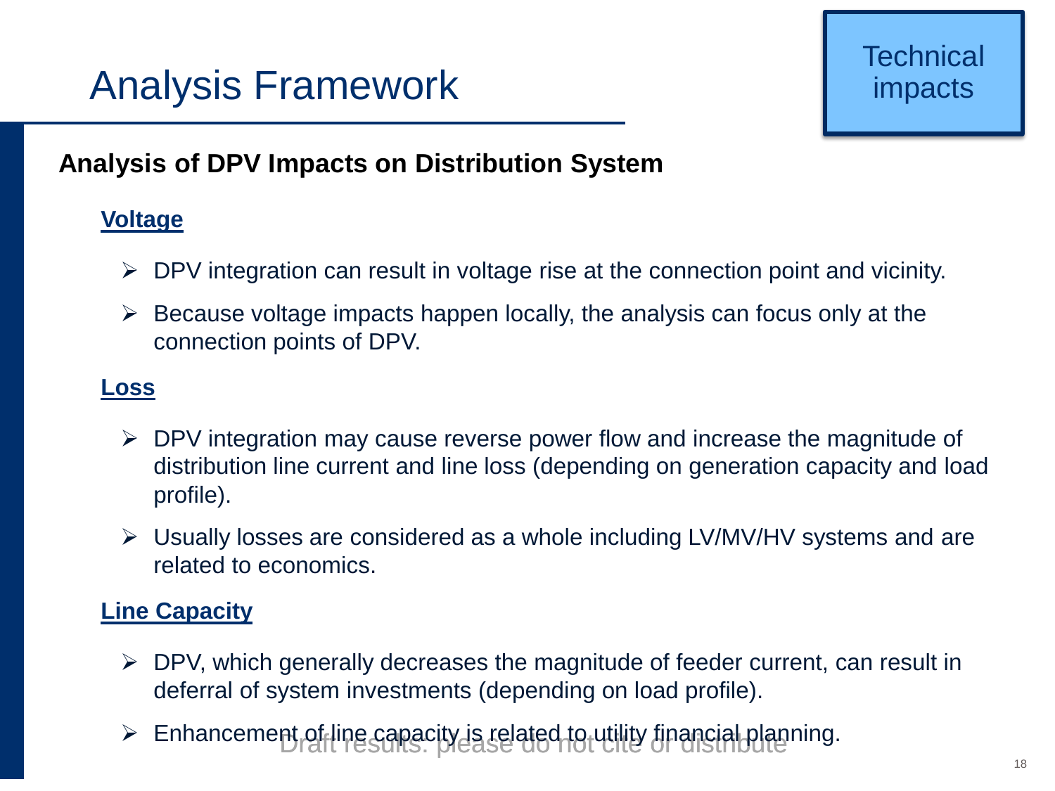# Analysis Framework

Technical impacts

## Analysis of DPV Impacts on Distribution System

**Voltage**

- DPV integration can result in voltage rise at the connection point and vicinity.
- Because voltage impacts happen locally, the analysis can focus only at the connection points of DPV.

**Loss**

- DPV integration may cause reverse power flow and increase the magnitude of distribution line current and line loss (depending on generation capacity and load profile).
- Usually losses are considered as a whole including LV/MV/HV systems and are related to economics.

**Line Capacity**

- DPV, which generally decreases the magnitude of feeder current, can result in deferral of system investments (depending on load profile).
- Enhancement of line capacity is related to utility financial planning.

Draft results: please do not cite or distribute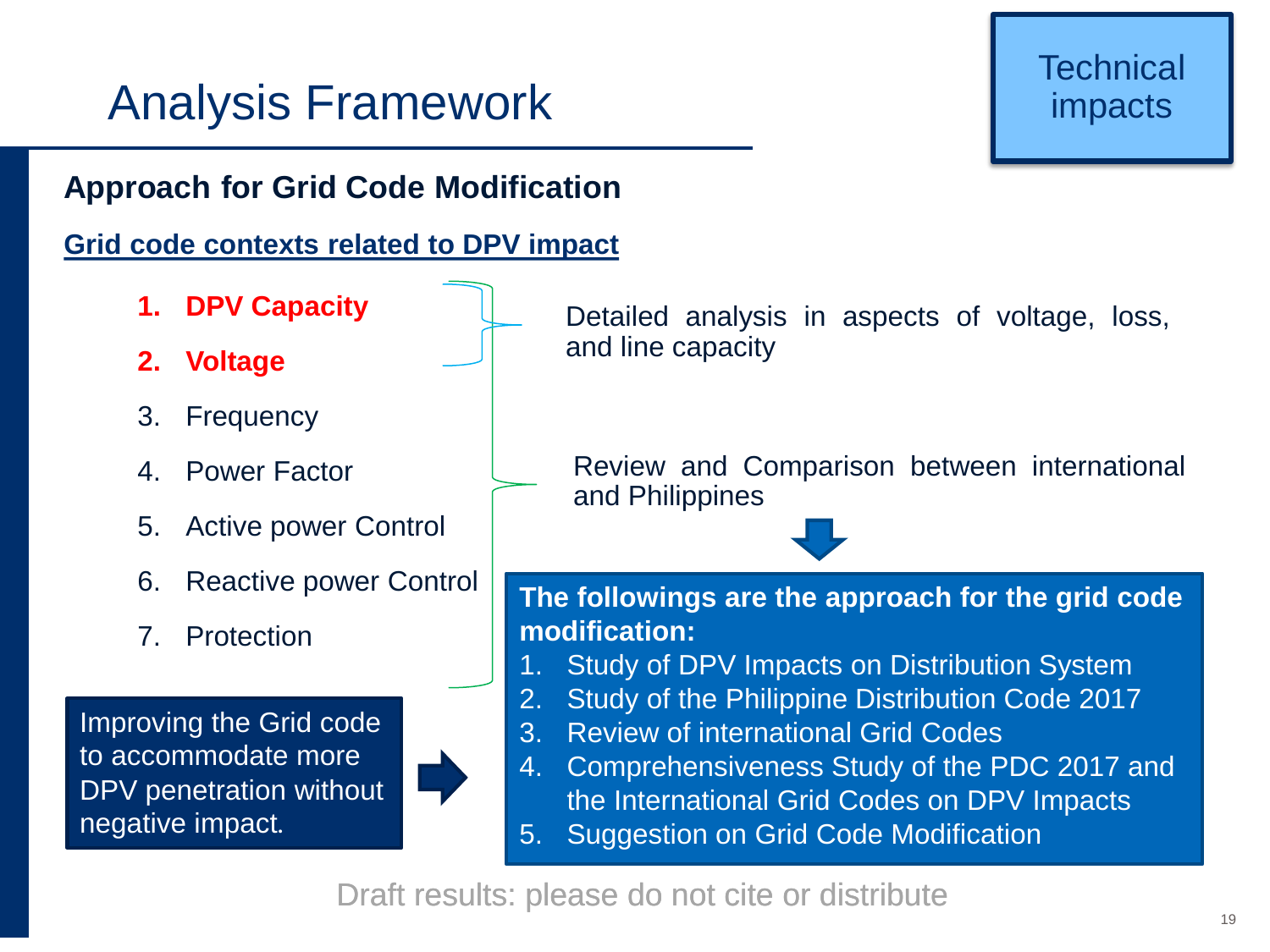# Analysis Framework

Technical impacts

## Approach for Grid Code Modification

**Grid code contexts related to DPV impact**

1. **DPV Capacity**
2. **Voltage**
3. Frequency
4. Power Factor
5. Active power Control
6. Reactive power Control
7. Protection

Detailed analysis in aspects of voltage, loss, and line capacity

Review and Comparison between international and Philippines

Improving the Grid code to accommodate more DPV penetration without negative impact.

**The followings are the approach for the grid code modification:**

1. Study of DPV Impacts on Distribution System
2. Study of the Philippine Distribution Code 2017
3. Review of international Grid Codes
4. Comprehensiveness Study of the PDC 2017 and the International Grid Codes on DPV Impacts
5. Suggestion on Grid Code Modification

Draft results: please do not cite or distribute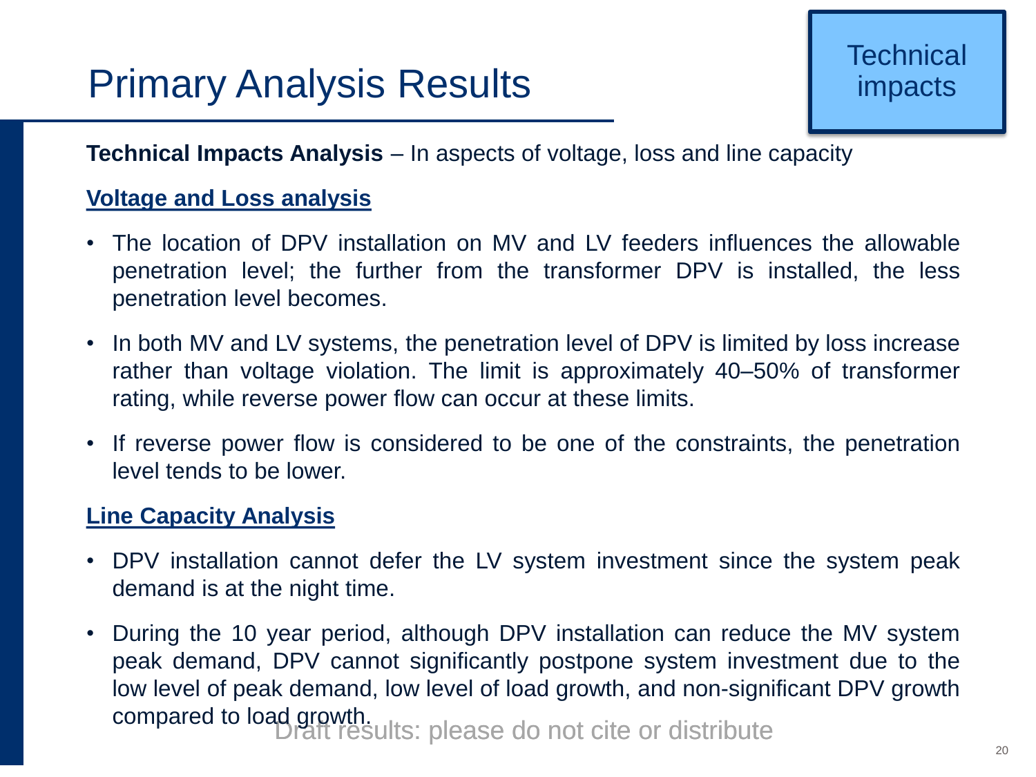# Primary Analysis Results

Technical impacts

**Technical Impacts Analysis** – In aspects of voltage, loss and line capacity

## Voltage and Loss analysis

- The location of DPV installation on MV and LV feeders influences the allowable penetration level; the further from the transformer DPV is installed, the less penetration level becomes.
- In both MV and LV systems, the penetration level of DPV is limited by loss increase rather than voltage violation. The limit is approximately 40–50% of transformer rating, while reverse power flow can occur at these limits.
- If reverse power flow is considered to be one of the constraints, the penetration level tends to be lower.

## Line Capacity Analysis

- DPV installation cannot defer the LV system investment since the system peak demand is at the night time.
- During the 10 year period, although DPV installation can reduce the MV system peak demand, DPV cannot significantly postpone system investment due to the low level of peak demand, low level of load growth, and non-significant DPV growth compared to load growth.

Draft results: please do not cite or distribute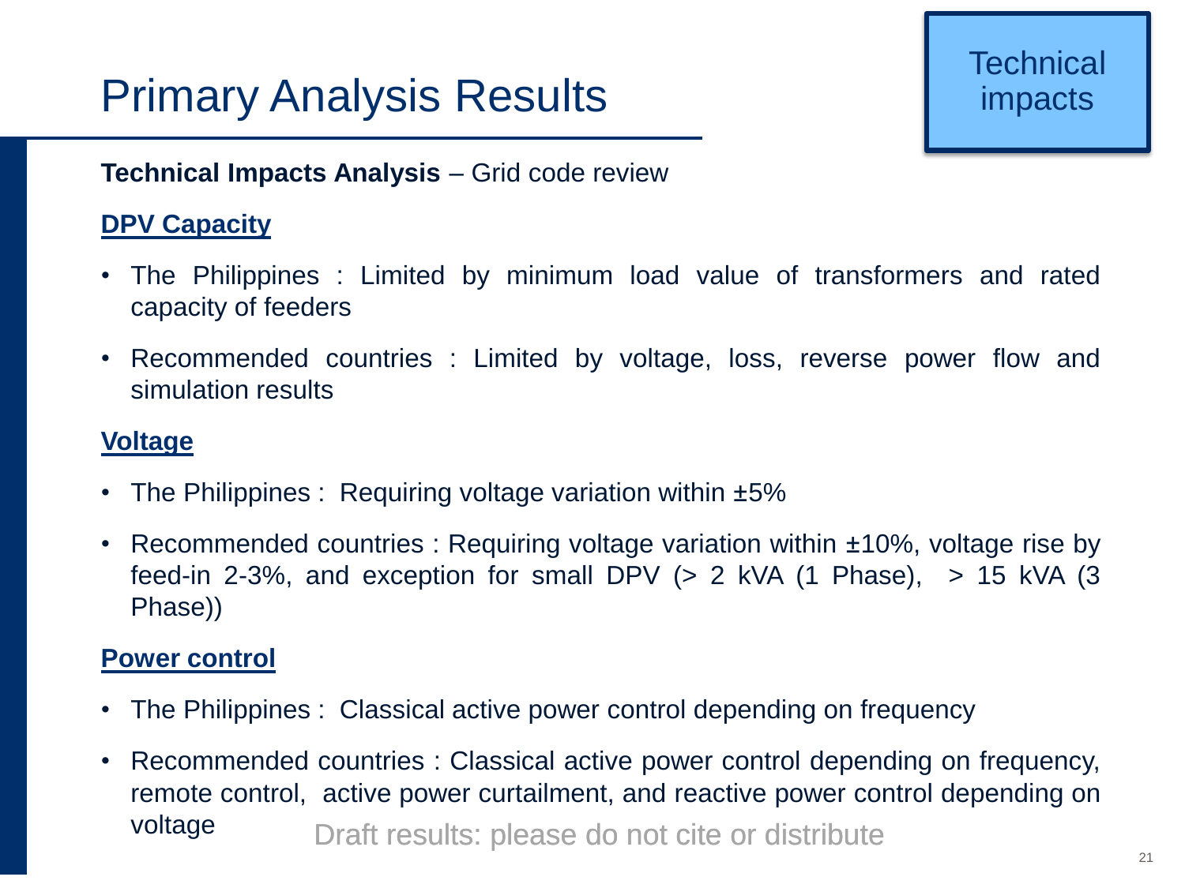# Primary Analysis Results

Technical impacts

**Technical Impacts Analysis** – Grid code review

**DPV Capacity**

- The Philippines : Limited by minimum load value of transformers and rated capacity of feeders
- Recommended countries : Limited by voltage, loss, reverse power flow and simulation results

**Voltage**

- The Philippines : Requiring voltage variation within ±5%
- Recommended countries : Requiring voltage variation within ±10%, voltage rise by feed-in 2-3%, and exception for small DPV (> 2 kVA (1 Phase), > 15 kVA (3 Phase))

**Power control**

- The Philippines : Classical active power control depending on frequency
- Recommended countries : Classical active power control depending on frequency, remote control, active power curtailment, and reactive power control depending on voltage

Draft results: please do not cite or distribute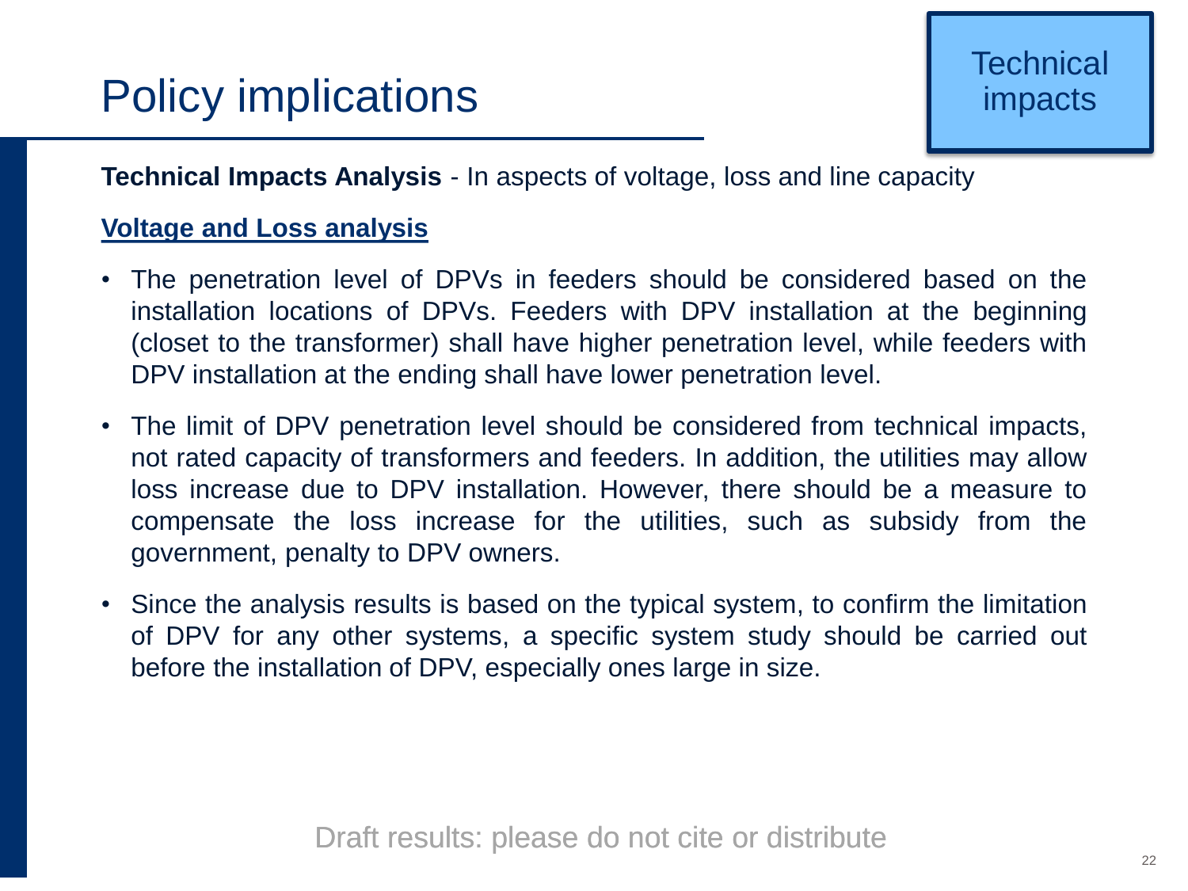# Policy implications

Technical impacts

**Technical Impacts Analysis** - In aspects of voltage, loss and line capacity

**Voltage and Loss analysis**

- The penetration level of DPVs in feeders should be considered based on the installation locations of DPVs. Feeders with DPV installation at the beginning (closet to the transformer) shall have higher penetration level, while feeders with DPV installation at the ending shall have lower penetration level.
- The limit of DPV penetration level should be considered from technical impacts, not rated capacity of transformers and feeders. In addition, the utilities may allow loss increase due to DPV installation. However, there should be a measure to compensate the loss increase for the utilities, such as subsidy from the government, penalty to DPV owners.
- Since the analysis results is based on the typical system, to confirm the limitation of DPV for any other systems, a specific system study should be carried out before the installation of DPV, especially ones large in size.

Draft results: please do not cite or distribute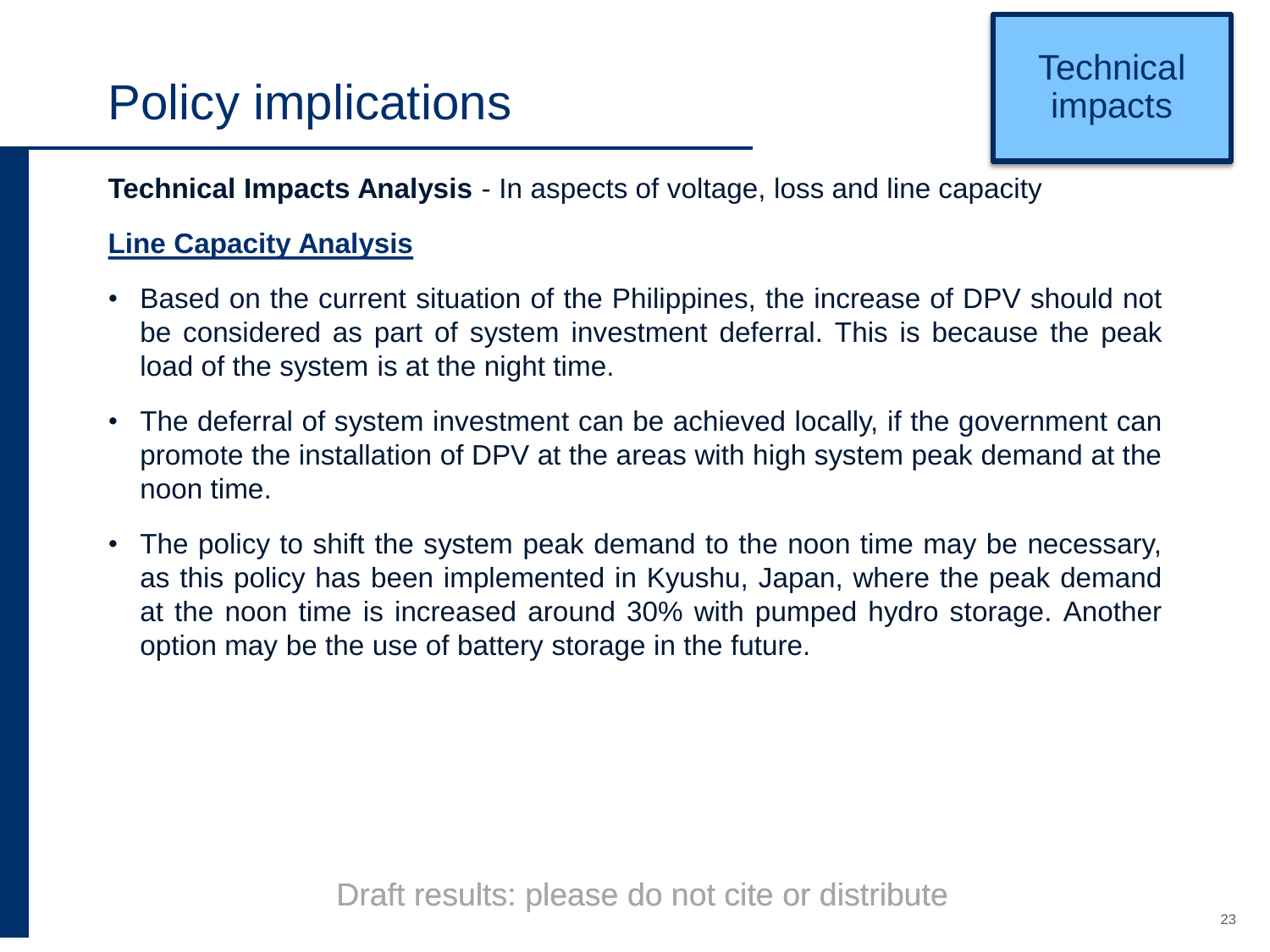# Policy implications

Technical impacts

**Technical Impacts Analysis** - In aspects of voltage, loss and line capacity

**Line Capacity Analysis**

- Based on the current situation of the Philippines, the increase of DPV should not be considered as part of system investment deferral. This is because the peak load of the system is at the night time.
- The deferral of system investment can be achieved locally, if the government can promote the installation of DPV at the areas with high system peak demand at the noon time.
- The policy to shift the system peak demand to the noon time may be necessary, as this policy has been implemented in Kyushu, Japan, where the peak demand at the noon time is increased around 30% with pumped hydro storage. Another option may be the use of battery storage in the future.

Draft results: please do not cite or distribute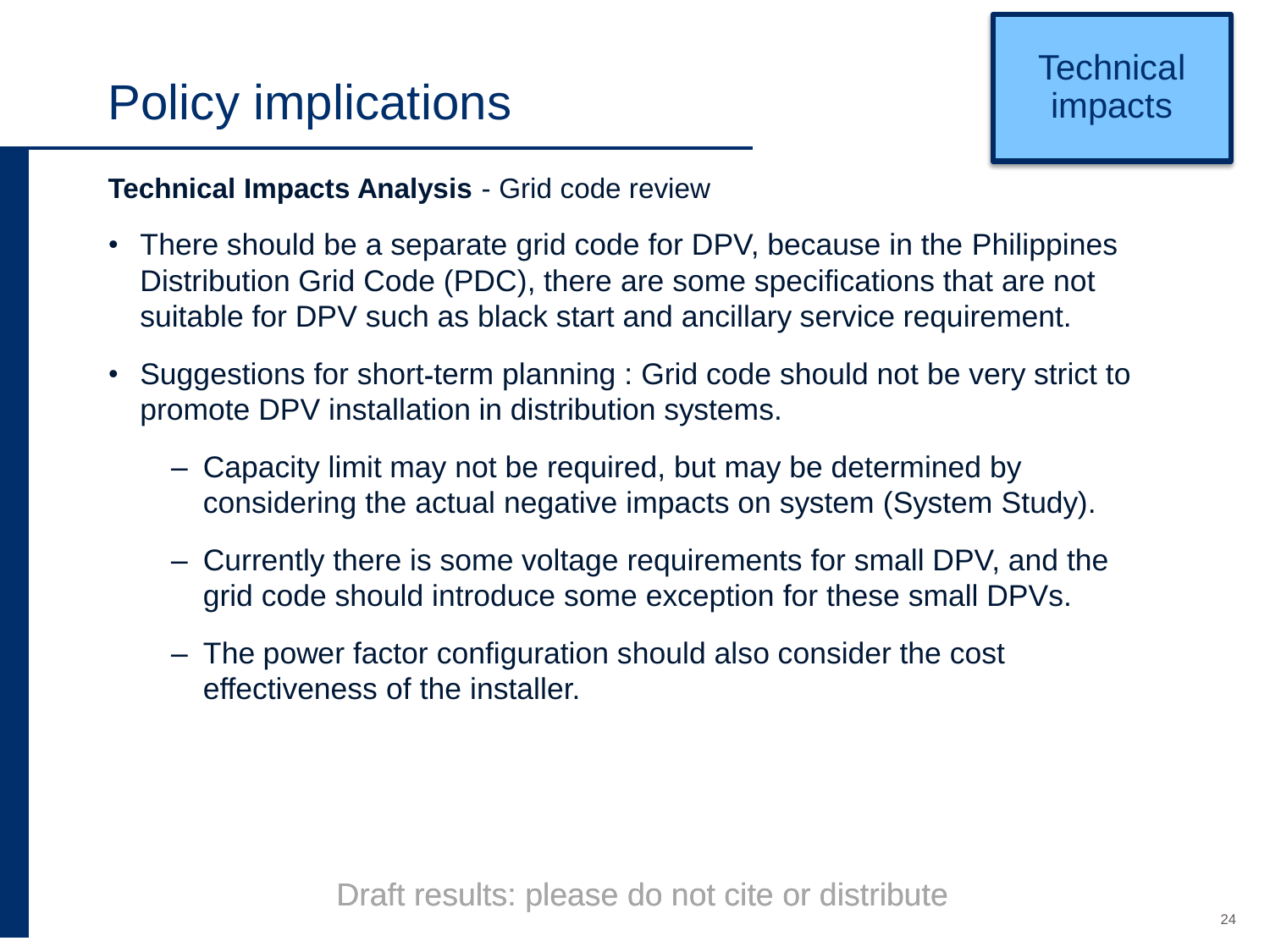# Policy implications

Technical impacts

**Technical Impacts Analysis** - Grid code review

- There should be a separate grid code for DPV, because in the Philippines Distribution Grid Code (PDC), there are some specifications that are not suitable for DPV such as black start and ancillary service requirement.
- Suggestions for short-term planning : Grid code should not be very strict to promote DPV installation in distribution systems.
  - Capacity limit may not be required, but may be determined by considering the actual negative impacts on system (System Study).
  - Currently there is some voltage requirements for small DPV, and the grid code should introduce some exception for these small DPVs.
  - The power factor configuration should also consider the cost effectiveness of the installer.

Draft results: please do not cite or distribute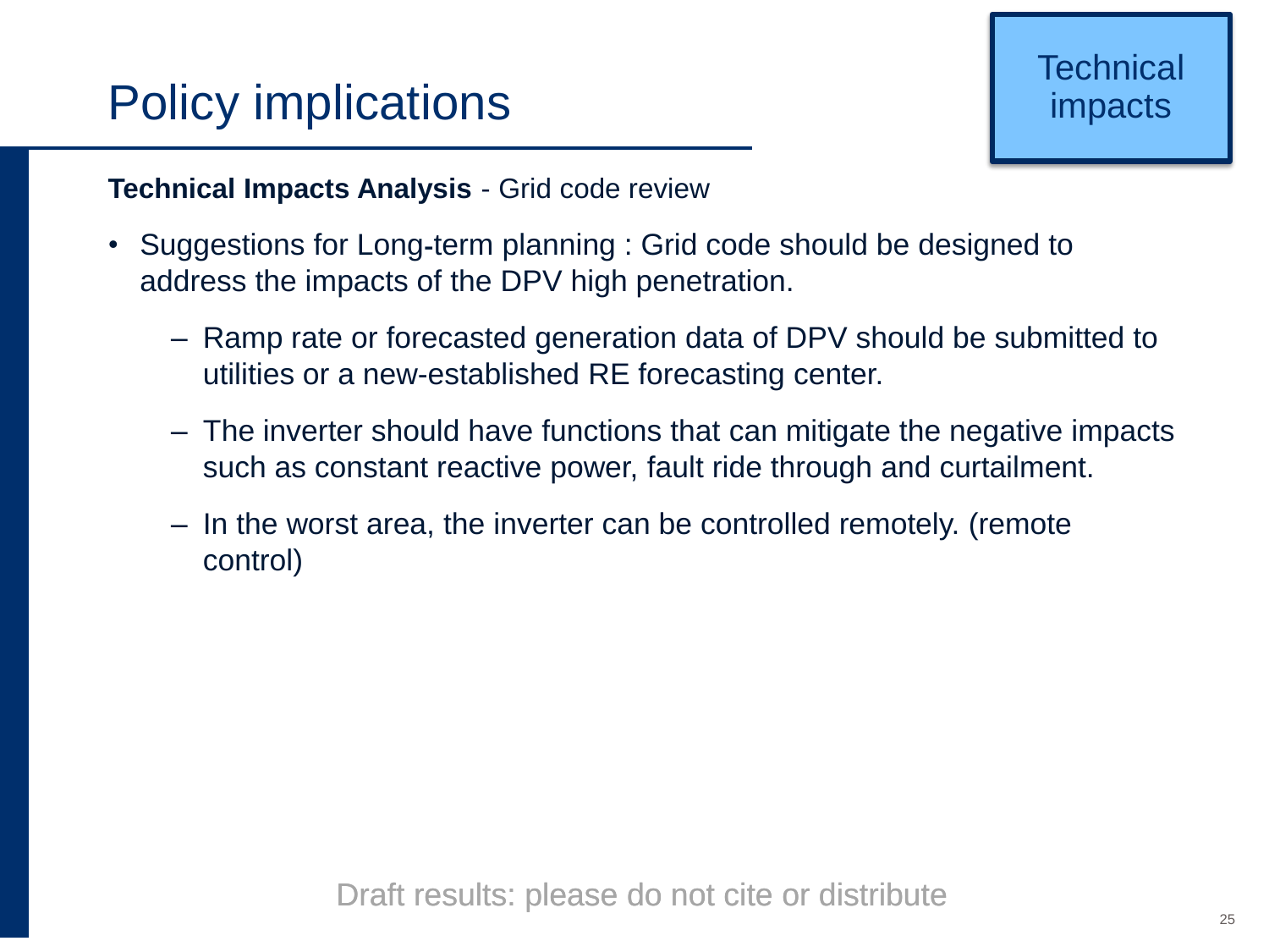# Policy implications

Technical impacts

**Technical Impacts Analysis** - Grid code review

- Suggestions for Long-term planning : Grid code should be designed to address the impacts of the DPV high penetration.
  - Ramp rate or forecasted generation data of DPV should be submitted to utilities or a new-established RE forecasting center.
  - The inverter should have functions that can mitigate the negative impacts such as constant reactive power, fault ride through and curtailment.
  - In the worst area, the inverter can be controlled remotely. (remote control)

Draft results: please do not cite or distribute